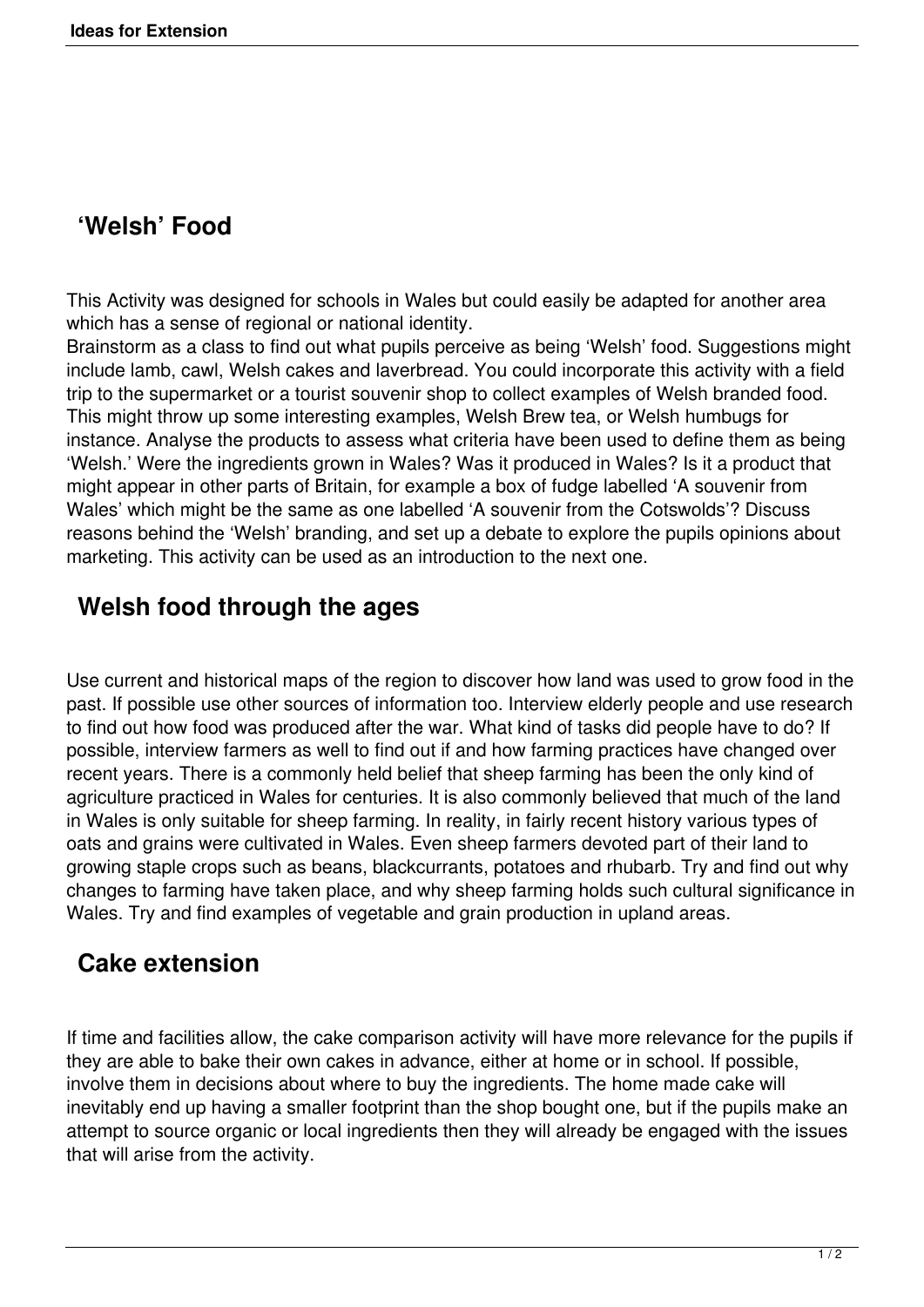## 'Welsh' Food

This Activity was designed for schools in Wales but could easily be adapted for another area which has a sense of regional or national identity.
Brainstorm as a class to find out what pupils perceive as being 'Welsh' food. Suggestions might include lamb, cawl, Welsh cakes and laverbread. You could incorporate this activity with a field trip to the supermarket or a tourist souvenir shop to collect examples of Welsh branded food. This might throw up some interesting examples, Welsh Brew tea, or Welsh humbugs for instance. Analyse the products to assess what criteria have been used to define them as being 'Welsh.' Were the ingredients grown in Wales? Was it produced in Wales? Is it a product that might appear in other parts of Britain, for example a box of fudge labelled 'A souvenir from Wales' which might be the same as one labelled 'A souvenir from the Cotswolds'? Discuss reasons behind the 'Welsh' branding, and set up a debate to explore the pupils opinions about marketing. This activity can be used as an introduction to the next one.

## Welsh food through the ages

Use current and historical maps of the region to discover how land was used to grow food in the past. If possible use other sources of information too. Interview elderly people and use research to find out how food was produced after the war. What kind of tasks did people have to do? If possible, interview farmers as well to find out if and how farming practices have changed over recent years. There is a commonly held belief that sheep farming has been the only kind of agriculture practiced in Wales for centuries. It is also commonly believed that much of the land in Wales is only suitable for sheep farming. In reality, in fairly recent history various types of oats and grains were cultivated in Wales. Even sheep farmers devoted part of their land to growing staple crops such as beans, blackcurrants, potatoes and rhubarb. Try and find out why changes to farming have taken place, and why sheep farming holds such cultural significance in Wales. Try and find examples of vegetable and grain production in upland areas.

## Cake extension

If time and facilities allow, the cake comparison activity will have more relevance for the pupils if they are able to bake their own cakes in advance, either at home or in school. If possible, involve them in decisions about where to buy the ingredients. The home made cake will inevitably end up having a smaller footprint than the shop bought one, but if the pupils make an attempt to source organic or local ingredients then they will already be engaged with the issues that will arise from the activity.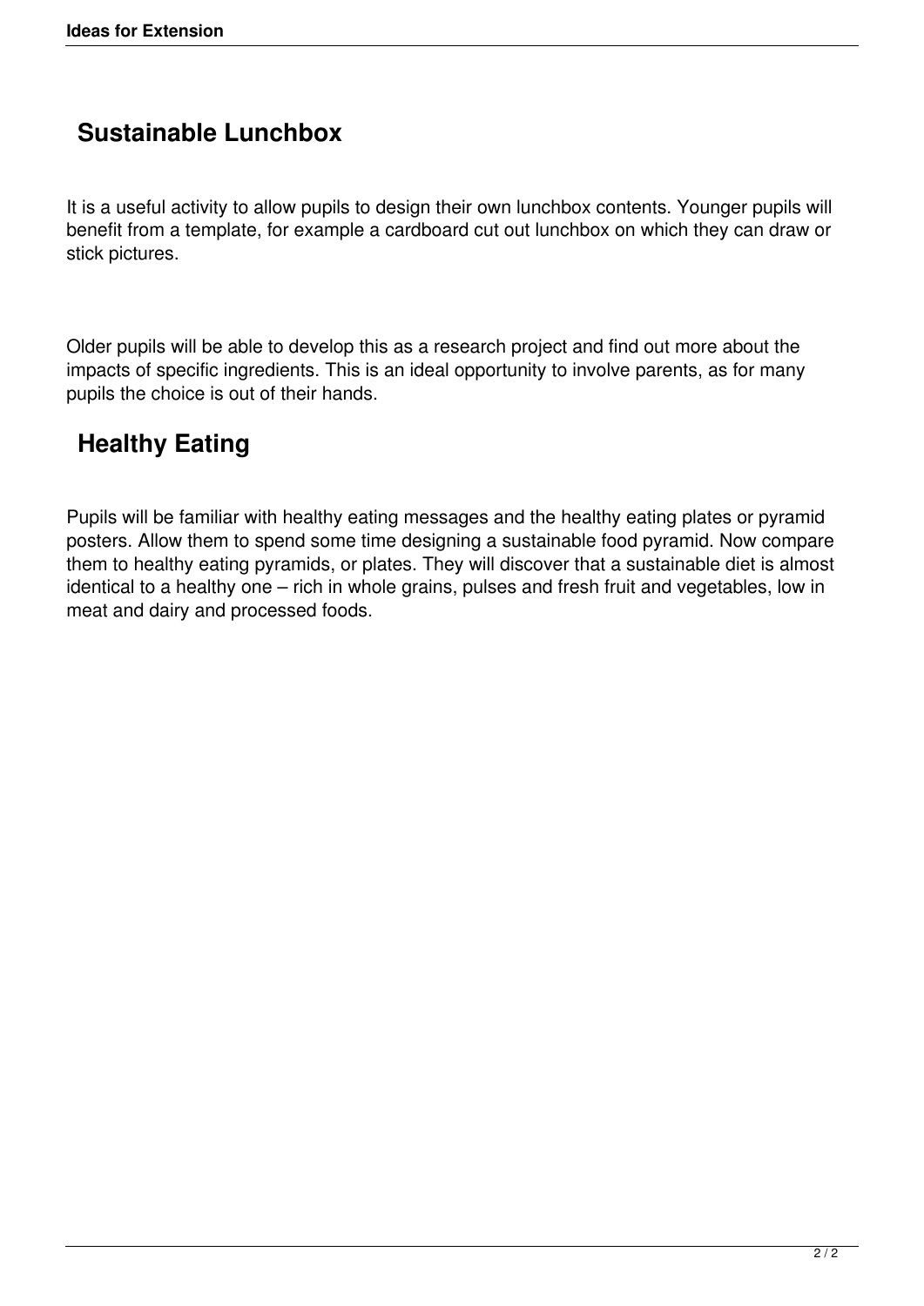## Sustainable Lunchbox

It is a useful activity to allow pupils to design their own lunchbox contents. Younger pupils will benefit from a template, for example a cardboard cut out lunchbox on which they can draw or stick pictures.

Older pupils will be able to develop this as a research project and find out more about the impacts of specific ingredients. This is an ideal opportunity to involve parents, as for many pupils the choice is out of their hands.

## Healthy Eating

Pupils will be familiar with healthy eating messages and the healthy eating plates or pyramid posters. Allow them to spend some time designing a sustainable food pyramid. Now compare them to healthy eating pyramids, or plates. They will discover that a sustainable diet is almost identical to a healthy one – rich in whole grains, pulses and fresh fruit and vegetables, low in meat and dairy and processed foods.